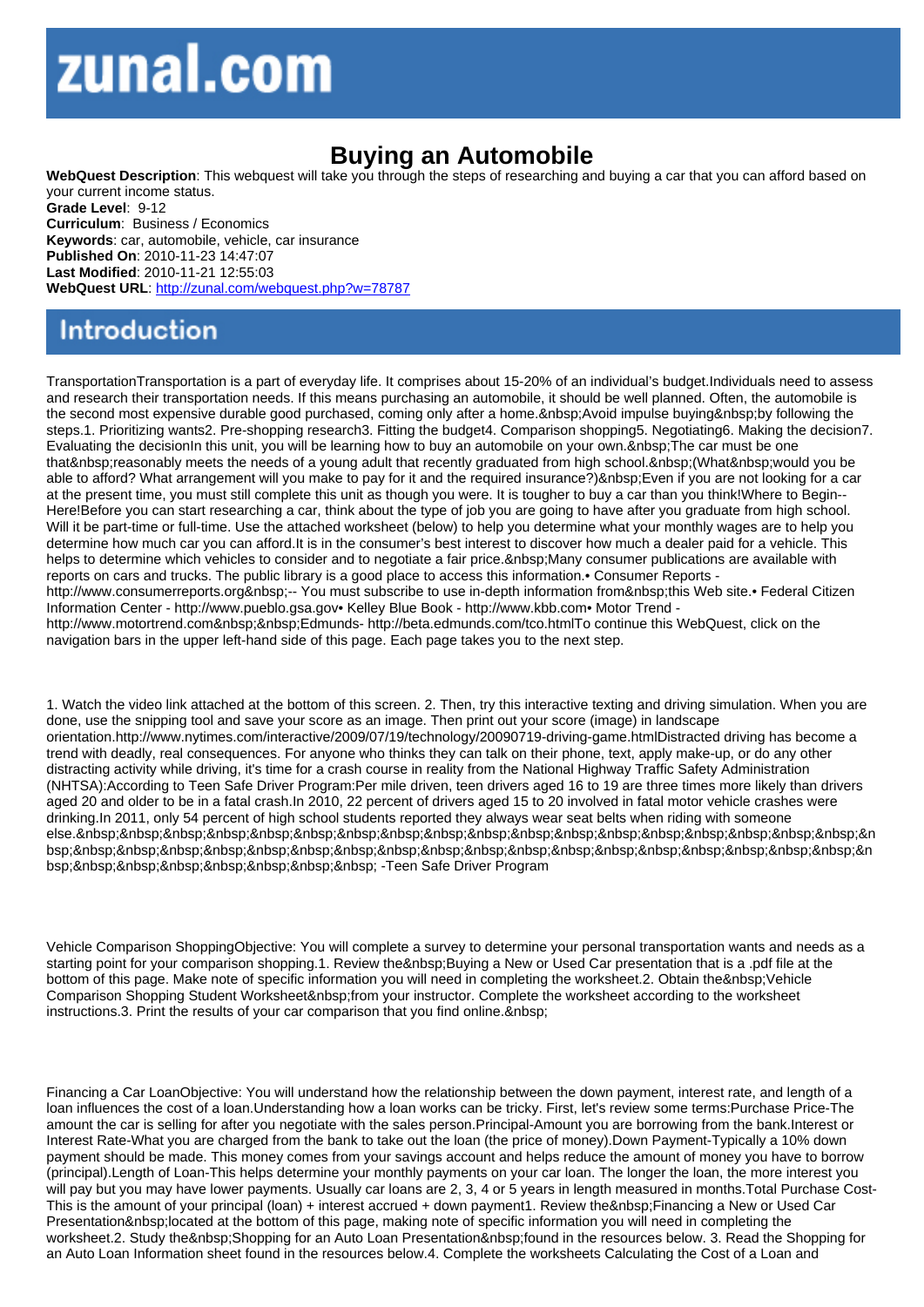# zunal.com

# Buying an Automobile

**WebQuest Description**: This webquest will take you through the steps of researching and buying a car that you can afford based on your current income status.
**Grade Level**: 9-12
**Curriculum**: Business / Economics
**Keywords**: car, automobile, vehicle, car insurance
**Published On**: 2010-11-23 14:47:07
**Last Modified**: 2010-11-21 12:55:03
**WebQuest URL**: http://zunal.com/webquest.php?w=78787

## Introduction

TransportationTransportation is a part of everyday life. It comprises about 15-20% of an individual's budget.Individuals need to assess and research their transportation needs. If this means purchasing an automobile, it should be well planned. Often, the automobile is the second most expensive durable good purchased, coming only after a home.&nbsp;Avoid impulse buying&nbsp;by following the steps.1. Prioritizing wants2. Pre-shopping research3. Fitting the budget4. Comparison shopping5. Negotiating6. Making the decision7. Evaluating the decisionIn this unit, you will be learning how to buy an automobile on your own.&nbsp;The car must be one that&nbsp;reasonably meets the needs of a young adult that recently graduated from high school.&nbsp;(What&nbsp;would you be able to afford? What arrangement will you make to pay for it and the required insurance?)&nbsp;Even if you are not looking for a car at the present time, you must still complete this unit as though you were. It is tougher to buy a car than you think!Where to Begin--Here!Before you can start researching a car, think about the type of job you are going to have after you graduate from high school. Will it be part-time or full-time. Use the attached worksheet (below) to help you determine what your monthly wages are to help you determine how much car you can afford.It is in the consumer's best interest to discover how much a dealer paid for a vehicle. This helps to determine which vehicles to consider and to negotiate a fair price.&nbsp;Many consumer publications are available with reports on cars and trucks. The public library is a good place to access this information.• Consumer Reports - http://www.consumerreports.org&nbsp;-- You must subscribe to use in-depth information from&nbsp;this Web site.• Federal Citizen Information Center - http://www.pueblo.gsa.gov• Kelley Blue Book - http://www.kbb.com• Motor Trend - http://www.motortrend.com&nbsp;&nbsp;Edmunds- http://beta.edmunds.com/tco.htmlTo continue this WebQuest, click on the navigation bars in the upper left-hand side of this page. Each page takes you to the next step.

1. Watch the video link attached at the bottom of this screen. 2. Then, try this interactive texting and driving simulation. When you are done, use the snipping tool and save your score as an image. Then print out your score (image) in landscape orientation.http://www.nytimes.com/interactive/2009/07/19/technology/20090719-driving-game.htmlDistracted driving has become a trend with deadly, real consequences. For anyone who thinks they can talk on their phone, text, apply make-up, or do any other distracting activity while driving, it's time for a crash course in reality from the National Highway Traffic Safety Administration (NHTSA):According to Teen Safe Driver Program:Per mile driven, teen drivers aged 16 to 19 are three times more likely than drivers aged 20 and older to be in a fatal crash.In 2010, 22 percent of drivers aged 15 to 20 involved in fatal motor vehicle crashes were drinking.In 2011, only 54 percent of high school students reported they always wear seat belts when riding with someone else.&nbsp;&nbsp;&nbsp;&nbsp;&nbsp;&nbsp;&nbsp;&nbsp;&nbsp;&nbsp;&nbsp;&nbsp;&nbsp;&nbsp;&nbsp;&nbsp;&nbsp;&nbsp;&nbsp;&nbsp;&nbsp;&nbsp;&nbsp;&nbsp;&nbsp;&nbsp;&nbsp;&nbsp;&nbsp;&nbsp;&nbsp;&nbsp;&nbsp;&nbsp;&nbsp;&nbsp;&nbsp;&nbsp;&nbsp;&nbsp;&nbsp;&nbsp;&nbsp;&nbsp;&nbsp;&nbsp;&nbsp;&nbsp;&nbsp;&nbsp;&nbsp;&nbsp;&nbsp; -Teen Safe Driver Program

Vehicle Comparison ShoppingObjective: You will complete a survey to determine your personal transportation wants and needs as a starting point for your comparison shopping.1. Review the&nbsp;Buying a New or Used Car presentation that is a .pdf file at the bottom of this page. Make note of specific information you will need in completing the worksheet.2. Obtain the&nbsp;Vehicle Comparison Shopping Student Worksheet&nbsp;from your instructor. Complete the worksheet according to the worksheet instructions.3. Print the results of your car comparison that you find online.&nbsp;

Financing a Car LoanObjective: You will understand how the relationship between the down payment, interest rate, and length of a loan influences the cost of a loan.Understanding how a loan works can be tricky. First, let's review some terms:Purchase Price-The amount the car is selling for after you negotiate with the sales person.Principal-Amount you are borrowing from the bank.Interest or Interest Rate-What you are charged from the bank to take out the loan (the price of money).Down Payment-Typically a 10% down payment should be made. This money comes from your savings account and helps reduce the amount of money you have to borrow (principal).Length of Loan-This helps determine your monthly payments on your car loan. The longer the loan, the more interest you will pay but you may have lower payments. Usually car loans are 2, 3, 4 or 5 years in length measured in months.Total Purchase Cost-This is the amount of your principal (loan) + interest accrued + down payment1. Review the&nbsp;Financing a New or Used Car Presentation&nbsp;located at the bottom of this page, making note of specific information you will need in completing the worksheet.2. Study the&nbsp;Shopping for an Auto Loan Presentation&nbsp;found in the resources below. 3. Read the Shopping for an Auto Loan Information sheet found in the resources below.4. Complete the worksheets Calculating the Cost of a Loan and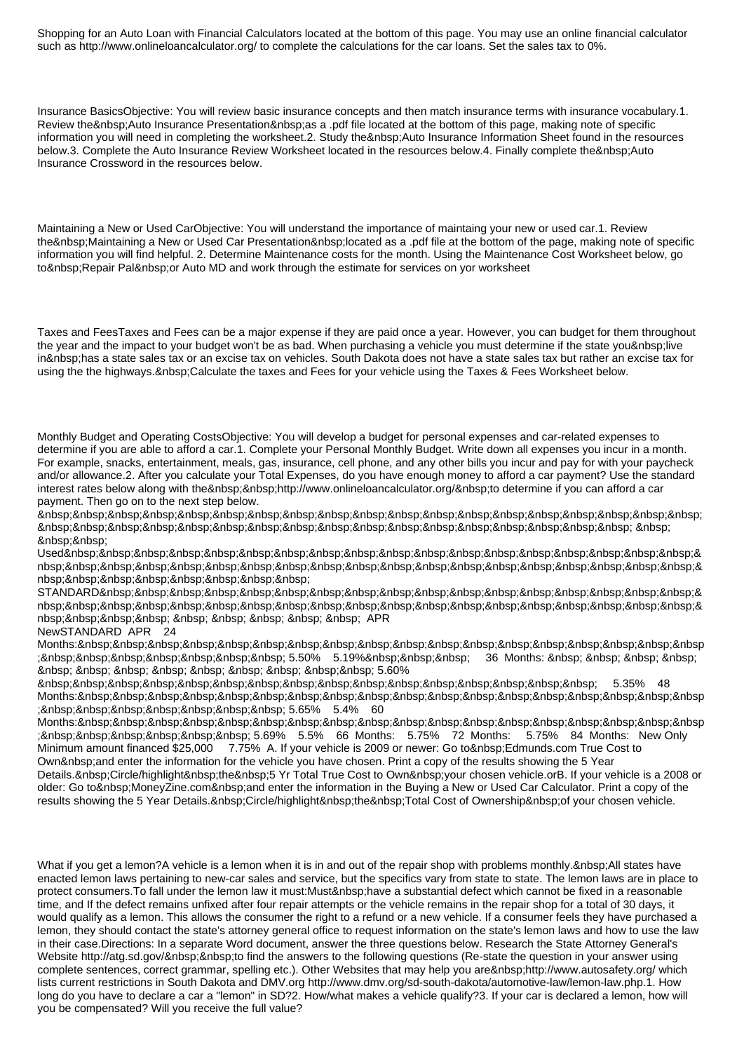Shopping for an Auto Loan with Financial Calculators located at the bottom of this page. You may use an online financial calculator such as http://www.onlineloancalculator.org/ to complete the calculations for the car loans. Set the sales tax to 0%.

Insurance BasicsObjective: You will review basic insurance concepts and then match insurance terms with insurance vocabulary.1. Review the&nbsp;Auto Insurance Presentation&nbsp;as a .pdf file located at the bottom of this page, making note of specific information you will need in completing the worksheet.2. Study the&nbsp;Auto Insurance Information Sheet found in the resources below.3. Complete the Auto Insurance Review Worksheet located in the resources below.4. Finally complete the&nbsp;Auto Insurance Crossword in the resources below.

Maintaining a New or Used CarObjective: You will understand the importance of maintaing your new or used car.1. Review the&nbsp;Maintaining a New or Used Car Presentation&nbsp;located as a .pdf file at the bottom of the page, making note of specific information you will find helpful. 2. Determine Maintenance costs for the month. Using the Maintenance Cost Worksheet below, go to&nbsp;Repair Pal&nbsp;or Auto MD and work through the estimate for services on yor worksheet

Taxes and FeesTaxes and Fees can be a major expense if they are paid once a year. However, you can budget for them throughout the year and the impact to your budget won't be as bad. When purchasing a vehicle you must determine if the state you&nbsp;live in&nbsp;has a state sales tax or an excise tax on vehicles. South Dakota does not have a state sales tax but rather an excise tax for using the the highways.&nbsp;Calculate the taxes and Fees for your vehicle using the Taxes & Fees Worksheet below.

Monthly Budget and Operating CostsObjective: You will develop a budget for personal expenses and car-related expenses to determine if you are able to afford a car.1. Complete your Personal Monthly Budget. Write down all expenses you incur in a month. For example, snacks, entertainment, meals, gas, insurance, cell phone, and any other bills you incur and pay for with your paycheck and/or allowance.2. After you calculate your Total Expenses, do you have enough money to afford a car payment? Use the standard interest rates below along with the&nbsp;&nbsp;http://www.onlineloancalculator.org/&nbsp;to determine if you can afford a car payment. Then go on to the next step below.
&nbsp;&nbsp;&nbsp;&nbsp;&nbsp;&nbsp;&nbsp;&nbsp;&nbsp;&nbsp;&nbsp;&nbsp;&nbsp;&nbsp;&nbsp;&nbsp;&nbsp;&nbsp;&nbsp;&nbsp;&nbsp;&nbsp;&nbsp;&nbsp;&nbsp;&nbsp;&nbsp;&nbsp;&nbsp;&nbsp;&nbsp;&nbsp;&nbsp;&nbsp;&nbsp;&nbsp;&nbsp;&nbsp;&nbsp;&nbsp; &nbsp; &nbsp;&nbsp;
Used&nbsp;&nbsp;&nbsp;&nbsp;&nbsp;&nbsp;&nbsp;&nbsp;&nbsp;&nbsp;&nbsp;&nbsp;&nbsp;&nbsp;&nbsp;&nbsp;&nbsp;&nbsp;&nbsp;&nbsp;&nbsp;&nbsp;&nbsp;&nbsp;&nbsp;&nbsp;&nbsp;&nbsp;&nbsp;&nbsp;&nbsp;&nbsp;&nbsp;&nbsp;&nbsp;&nbsp;&nbsp;&nbsp;&nbsp;&nbsp;&nbsp;&nbsp;&nbsp;&nbsp;&nbsp;&nbsp;&nbsp;
STANDARD&nbsp;&nbsp;&nbsp;&nbsp;&nbsp;&nbsp;&nbsp;&nbsp;&nbsp;&nbsp;&nbsp;&nbsp;&nbsp;&nbsp;&nbsp;&nbsp;&nbsp;&nbsp;&nbsp;&nbsp;&nbsp;&nbsp;&nbsp;&nbsp;&nbsp;&nbsp;&nbsp;&nbsp;&nbsp;&nbsp;&nbsp;&nbsp;&nbsp;&nbsp;&nbsp;&nbsp;&nbsp;&nbsp;&nbsp;&nbsp;&nbsp;&nbsp;&nbsp;&nbsp; &nbsp; &nbsp; &nbsp; &nbsp; &nbsp; APR
NewSTANDARD APR 24 Months:&nbsp;&nbsp;&nbsp;&nbsp;&nbsp;&nbsp;&nbsp;&nbsp;&nbsp;&nbsp;&nbsp;&nbsp;&nbsp;&nbsp;&nbsp;&nbsp;&nbsp;&nbsp;&nbsp;&nbsp;&nbsp;&nbsp;&nbsp;&nbsp;&nbsp;&nbsp;&nbsp;&nbsp; 5.50% 5.19%&nbsp;&nbsp;&nbsp; 36 Months: &nbsp; &nbsp; &nbsp; &nbsp; &nbsp; &nbsp; &nbsp; &nbsp; &nbsp; &nbsp; &nbsp; &nbsp;&nbsp; 5.60%
&nbsp;&nbsp;&nbsp;&nbsp;&nbsp;&nbsp;&nbsp;&nbsp;&nbsp;&nbsp;&nbsp;&nbsp;&nbsp;&nbsp;&nbsp;&nbsp;&nbsp;&nbsp;&nbsp;&nbsp; 5.35% 48 Months:&nbsp;&nbsp;&nbsp;&nbsp;&nbsp;&nbsp;&nbsp;&nbsp;&nbsp;&nbsp;&nbsp;&nbsp;&nbsp;&nbsp;&nbsp;&nbsp;&nbsp;&nbsp;&nbsp;&nbsp;&nbsp;&nbsp;&nbsp;&nbsp;&nbsp;&nbsp;&nbsp; 5.65% 5.4% 60 Months:&nbsp;&nbsp;&nbsp;&nbsp;&nbsp;&nbsp;&nbsp;&nbsp;&nbsp;&nbsp;&nbsp;&nbsp;&nbsp;&nbsp;&nbsp;&nbsp;&nbsp;&nbsp;&nbsp;&nbsp;&nbsp;&nbsp;&nbsp;&nbsp;&nbsp;&nbsp; 5.69% 5.5% 66 Months: 5.75% 72 Months: 5.75% 84 Months: New Only Minimum amount financed $25,000 7.75% A. If your vehicle is 2009 or newer: Go to&nbsp;Edmunds.com True Cost to Own&nbsp;and enter the information for the vehicle you have chosen. Print a copy of the results showing the 5 Year Details.&nbsp;Circle/highlight&nbsp;the&nbsp;5 Yr Total True Cost to Own&nbsp;your chosen vehicle.orB. If your vehicle is a 2008 or older: Go to&nbsp;MoneyZine.com&nbsp;and enter the information in the Buying a New or Used Car Calculator. Print a copy of the results showing the 5 Year Details.&nbsp;Circle/highlight&nbsp;the&nbsp;Total Cost of Ownership&nbsp;of your chosen vehicle.

What if you get a lemon?A vehicle is a lemon when it is in and out of the repair shop with problems monthly.&nbsp;All states have enacted lemon laws pertaining to new-car sales and service, but the specifics vary from state to state. The lemon laws are in place to protect consumers.To fall under the lemon law it must:Must&nbsp;have a substantial defect which cannot be fixed in a reasonable time, and If the defect remains unfixed after four repair attempts or the vehicle remains in the repair shop for a total of 30 days, it would qualify as a lemon. This allows the consumer the right to a refund or a new vehicle. If a consumer feels they have purchased a lemon, they should contact the state's attorney general office to request information on the state's lemon laws and how to use the law in their case.Directions: In a separate Word document, answer the three questions below. Research the State Attorney General's Website http://atg.sd.gov/&nbsp;&nbsp;to find the answers to the following questions (Re-state the question in your answer using complete sentences, correct grammar, spelling etc.). Other Websites that may help you are&nbsp;http://www.autosafety.org/ which lists current restrictions in South Dakota and DMV.org http://www.dmv.org/sd-south-dakota/automotive-law/lemon-law.php.1. How long do you have to declare a car a "lemon" in SD?2. How/what makes a vehicle qualify?3. If your car is declared a lemon, how will you be compensated? Will you receive the full value?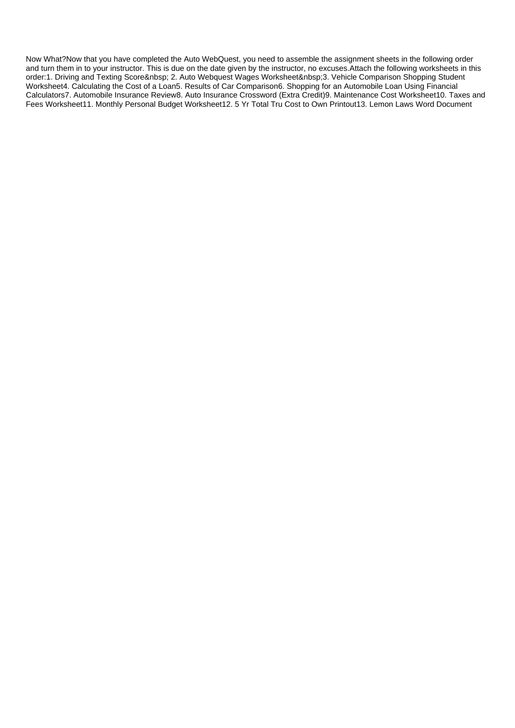Now What?Now that you have completed the Auto WebQuest, you need to assemble the assignment sheets in the following order and turn them in to your instructor. This is due on the date given by the instructor, no excuses.Attach the following worksheets in this order:1. Driving and Texting Score&nbsp; 2. Auto Webquest Wages Worksheet&nbsp;3. Vehicle Comparison Shopping Student Worksheet4. Calculating the Cost of a Loan5. Results of Car Comparison6. Shopping for an Automobile Loan Using Financial Calculators7. Automobile Insurance Review8. Auto Insurance Crossword (Extra Credit)9. Maintenance Cost Worksheet10. Taxes and Fees Worksheet11. Monthly Personal Budget Worksheet12. 5 Yr Total Tru Cost to Own Printout13. Lemon Laws Word Document